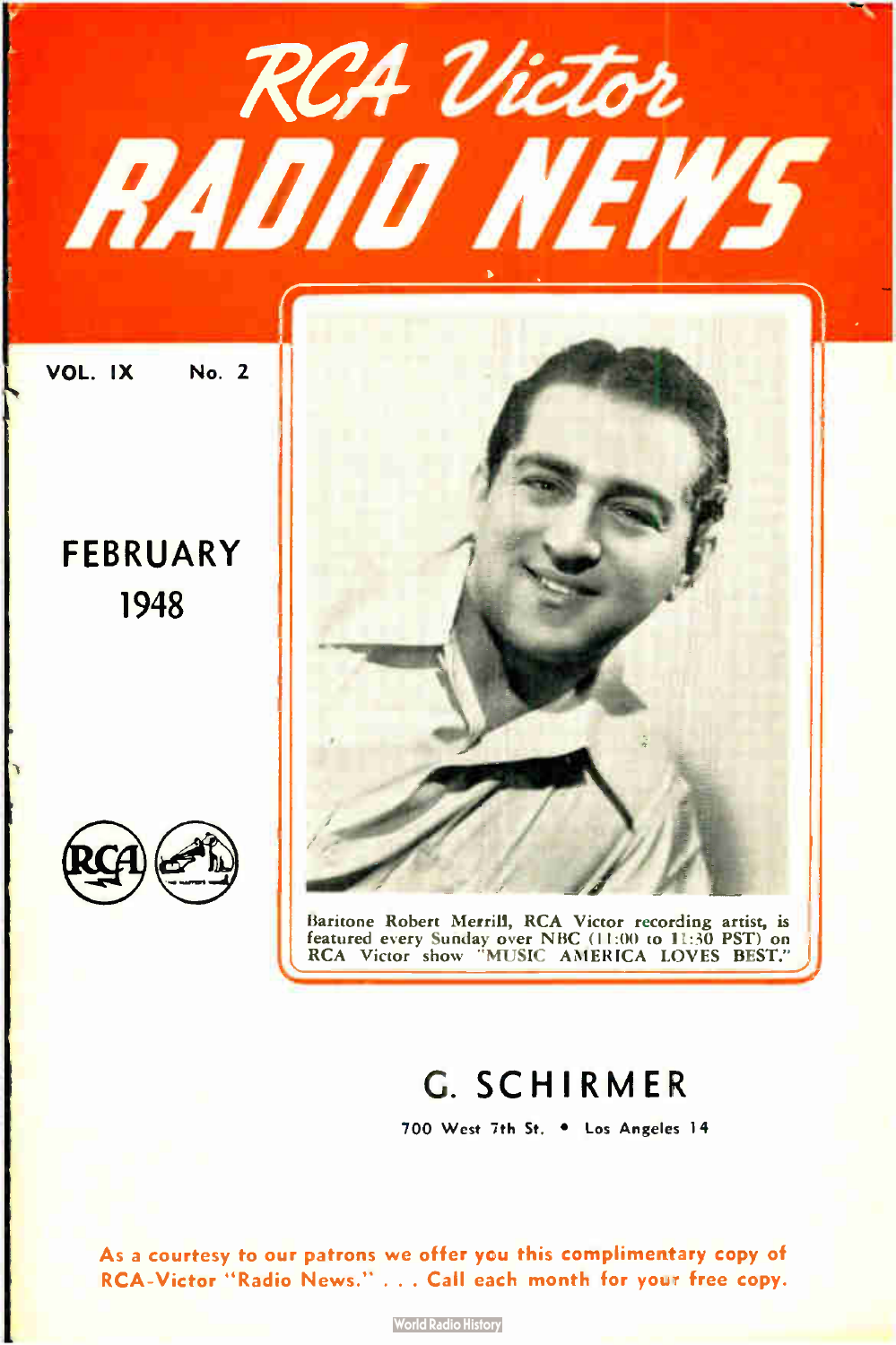# RCA Victor RADIO NEWS

VOL. IX No. 2

FEBRUARY 1948

Baritone Robert Merrill, RCA Victor recording artist, is featured every Sunday over NBC (11:00 to 11:30 PST) on RCA Victor show "MUSIC AMERICA LOVES BEST."

## G. SCHIRMER

700 West 7th St. • Los Angeles 14

As a courtesy to our patrons we offer you this complimentary copy of RCA-Victor "Radio News." . . . Call each month for your free copy.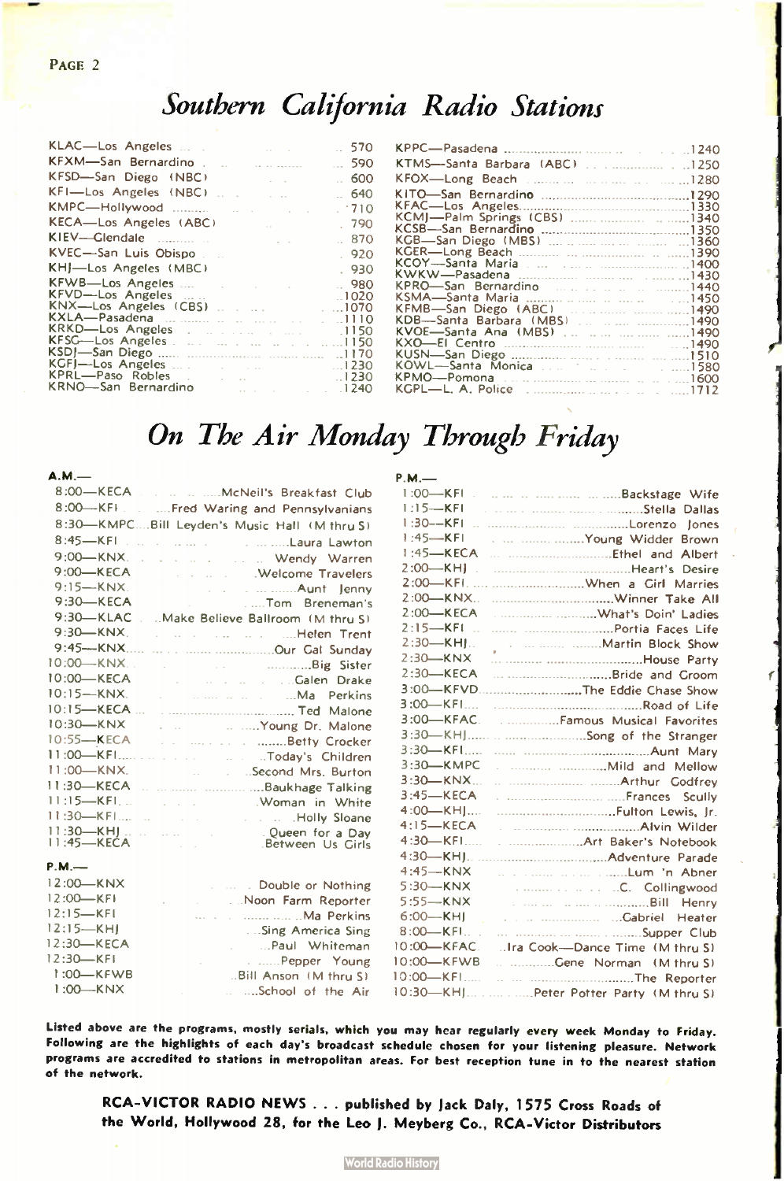# Southern California Radio Stations

| Station | Frequency |
|---|---|
| KLAC—Los Angeles | 570 |
| KFXM—San Bernardino | 590 |
| KFSD—San Diego (NBC) | 600 |
| KFI—Los Angeles (NBC) | 640 |
| KMPC—Hollywood | 710 |
| KECA—Los Angeles (ABC) | 790 |
| KIEV—Glendale | 870 |
| KVEC—San Luis Obispo | 920 |
| KHJ—Los Angeles (MBC) | 930 |
| KFWB—Los Angeles | 980 |
| KFVD—Los Angeles | 1020 |
| KNX—Los Angeles (CBS) | 1070 |
| KXLA—Pasadena | 1110 |
| KRKD—Los Angeles | 1150 |
| KFSG—Los Angeles | 1150 |
| KSDJ—San Diego | 1170 |
| KGFJ—Los Angeles | 1230 |
| KPRL—Paso Robles | 1230 |
| KRNO—San Bernardino | 1240 |
| KPPC—Pasadena | 1240 |
| KTMS—Santa Barbara (ABC) | 1250 |
| KFOX—Long Beach | 1280 |
| KITO—San Bernardino | 1290 |
| KFAC—Los Angeles | 1330 |
| KCMJ—Palm Springs (CBS) | 1340 |
| KCSB—San Bernardino | 1350 |
| KGB—San Diego (MBS) | 1360 |
| KGER—Long Beach | 1390 |
| KCOY—Santa Maria | 1400 |
| KWKW—Pasadena | 1430 |
| KPRO—San Bernardino | 1440 |
| KSMA—Santa Maria | 1450 |
| KFMB—San Diego (ABC) | 1490 |
| KDB—Santa Barbara (MBS) | 1490 |
| KVOE—Santa Ana (MBS) | 1490 |
| KXO—El Centro | 1490 |
| KUSN—San Diego | 1510 |
| KOWL—Santa Monica | 1580 |
| KPMO—Pomona | 1600 |
| KGPL—L. A. Police | 1712 |

# On The Air Monday Through Friday

**A.M.—**

| Time—Station | Program |
|---|---|
| 8:00—KECA | McNeil's Breakfast Club |
| 8:00—KFI | Fred Waring and Pennsylvanians |
| 8:30—KMPC | Bill Leyden's Music Hall (M thru S) |
| 8:45—KFI | Laura Lawton |
| 9:00—KNX | Wendy Warren |
| 9:00—KECA | Welcome Travelers |
| 9:15—KNX | Aunt Jenny |
| 9:30—KECA | Tom Breneman's |
| 9:30—KLAC | Make Believe Ballroom (M thru S) |
| 9:30—KNX | Helen Trent |
| 9:45—KNX | Our Gal Sunday |
| 10:00—KNX | Big Sister |
| 10:00—KECA | Galen Drake |
| 10:15—KNX | Ma Perkins |
| 10:15—KECA | Ted Malone |
| 10:30—KNX | Young Dr. Malone |
| 10:55—KECA | Betty Crocker |
| 11:00—KFI | Today's Children |
| 11:00—KNX | Second Mrs. Burton |
| 11:30—KECA | Baukhage Talking |
| 11:15—KFI | Woman in White |
| 11:30—KFI | Holly Sloane |
| 11:30—KHJ | Queen for a Day |
| 11:45—KECA | Between Us Girls |

**P.M.—**

| Time—Station | Program |
|---|---|
| 12:00—KNX | Double or Nothing |
| 12:00—KFI | Noon Farm Reporter |
| 12:15—KFI | Ma Perkins |
| 12:15—KHJ | Sing America Sing |
| 12:30—KECA | Paul Whiteman |
| 12:30—KFI | Pepper Young |
| 1:00—KFWB | Bill Anson (M thru S) |
| 1:00—KNX | School of the Air |
| 1:00—KFI | Backstage Wife |
| 1:15—KFI | Stella Dallas |
| 1:30—KFI | Lorenzo Jones |
| 1:45—KFI | Young Widder Brown |
| 1:45—KECA | Ethel and Albert |
| 2:00—KHJ | Heart's Desire |
| 2:00—KFI | When a Girl Marries |
| 2:00—KNX | Winner Take All |
| 2:00—KECA | What's Doin' Ladies |
| 2:15—KFI | Portia Faces Life |
| 2:30—KHJ | Martin Block Show |
| 2:30—KNX | House Party |
| 2:30—KECA | Bride and Groom |
| 3:00—KFVD | The Eddie Chase Show |
| 3:00—KFI | Road of Life |
| 3:00—KFAC | Famous Musical Favorites |
| 3:30—KHJ | Song of the Stranger |
| 3:30—KFI | Aunt Mary |
| 3:30—KMPC | Mild and Mellow |
| 3:30—KNX | Arthur Godfrey |
| 3:45—KECA | Frances Scully |
| 4:00—KHJ | Fulton Lewis, Jr. |
| 4:15—KECA | Alvin Wilder |
| 4:30—KFI | Art Baker's Notebook |
| 4:30—KHJ | Adventure Parade |
| 4:45—KNX | Lum 'n Abner |
| 5:30—KNX | C. Collingwood |
| 5:55—KNX | Bill Henry |
| 6:00—KHJ | Gabriel Heater |
| 8:00—KFI | Supper Club |
| 10:00—KFAC | Ira Cook—Dance Time (M thru S) |
| 10:00—KFWB | Gene Norman (M thru S) |
| 10:00—KFI | The Reporter |
| 10:30—KHJ | Peter Potter Party (M thru S) |

**Listed above are the programs, mostly serials, which you may hear regularly every week Monday to Friday. Following are the highlights of each day's broadcast schedule chosen for your listening pleasure. Network programs are accredited to stations in metropolitan areas. For best reception tune in to the nearest station of the network.**

**RCA-VICTOR RADIO NEWS . . . published by Jack Daly, 1575 Cross Roads of the World, Hollywood 28, for the Leo J. Meyberg Co., RCA-Victor Distributors**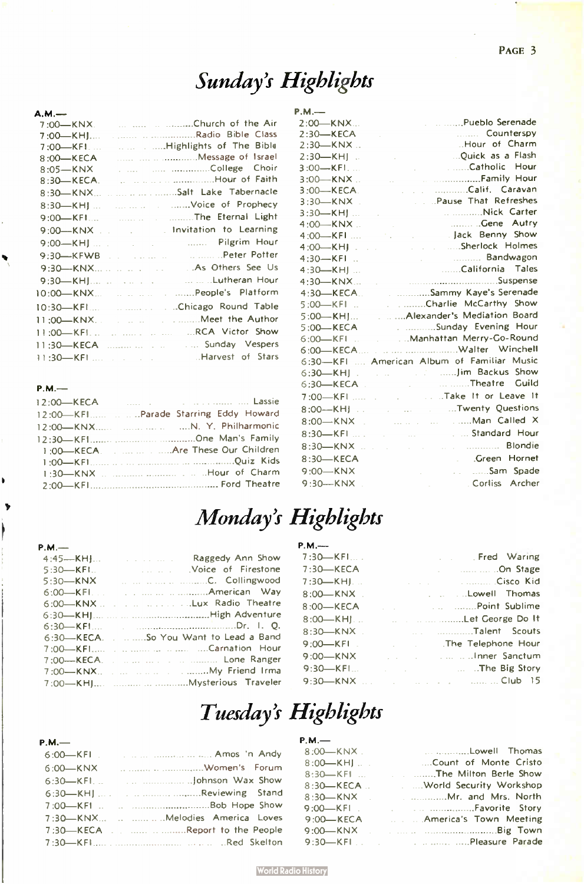# *Sunday's Highlights*

**A.M.—**

- 7:00—KNX ... Church of the Air
- 7:00—KHJ ... Radio Bible Class
- 7:00—KFI ... Highlights of The Bible
- 8:00—KECA ... Message of Israel
- 8:05—KNX ... College Choir
- 8:30—KECA ... Hour of Faith
- 8:30—KNX ... Salt Lake Tabernacle
- 8:30—KHJ ... Voice of Prophecy
- 9:00—KFI ... The Eternal Light
- 9:00—KNX ... Invitation to Learning
- 9:00—KHJ ... Pilgrim Hour
- 9:30—KFWB ... Peter Potter
- 9:30—KNX ... As Others See Us
- 9:30—KHJ ... Lutheran Hour
- 10:00—KNX ... People's Platform
- 10:30—KFI ... Chicago Round Table
- 11:00—KNX ... Meet the Author
- 11:00—KFI ... RCA Victor Show
- 11:30—KECA ... Sunday Vespers
- 11:30—KFI ... Harvest of Stars

**P.M.—**

- 12:00—KECA ... Lassie
- 12:00—KFI ... Parade Starring Eddy Howard
- 12:00—KNX ... N. Y. Philharmonic
- 12:30—KFI ... One Man's Family
- 1:00—KECA ... Are These Our Children
- 1:00—KFI ... Quiz Kids
- 1:30—KNX ... Hour of Charm
- 2:00—KFI ... Ford Theatre

**P.M.—**

- 2:00—KNX ... Pueblo Serenade
- 2:30—KECA ... Counterspy
- 2:30—KNX ... Hour of Charm
- 2:30—KHJ ... Quick as a Flash
- 3:00—KFI ... Catholic Hour
- 3:00—KNX ... Family Hour
- 3:00—KECA ... Calif. Caravan
- 3:30—KNX ... Pause That Refreshes
- 3:30—KHJ ... Nick Carter
- 4:00—KNX ... Gene Autry
- 4:00—KFI ... Jack Benny Show
- 4:00—KHJ ... Sherlock Holmes
- 4:30—KFI ... Bandwagon
- 4:30—KHJ ... California Tales
- 4:30—KNX ... Suspense
- 4:30—KECA ... Sammy Kaye's Serenade
- 5:00—KFI ... Charlie McCarthy Show
- 5:00—KHJ ... Alexander's Mediation Board
- 5:00—KECA ... Sunday Evening Hour
- 6:00—KFI ... Manhattan Merry-Go-Round
- 6:00—KECA ... Walter Winchell
- 6:30—KFI ... American Album of Familiar Music
- 6:30—KHJ ... Jim Backus Show
- 6:30—KECA ... Theatre Guild
- 7:00—KFI ... Take It or Leave It
- 8:00—KHJ ... Twenty Questions
- 8:00—KNX ... Man Called X
- 8:30—KFI ... Standard Hour
- 8:30—KNX ... Blondie
- 8:30—KECA ... Green Hornet
- 9:00—KNX ... Sam Spade
- 9:30—KNX ... Corliss Archer

# *Monday's Highlights*

**P.M.—**

- 4:45—KHJ ... Raggedy Ann Show
- 5:30—KFI ... Voice of Firestone
- 5:30—KNX ... C. Collingwood
- 6:00—KFI ... American Way
- 6:00—KNX ... Lux Radio Theatre
- 6:30—KHJ ... High Adventure
- 6:30—KFI ... Dr. I. Q.
- 6:30—KECA ... So You Want to Lead a Band
- 7:00—KFI ... Carnation Hour
- 7:00—KECA ... Lone Ranger
- 7:00—KNX ... My Friend Irma
- 7:00—KHJ ... Mysterious Traveler

**P.M.—**

- 7:30—KFI ... Fred Waring
- 7:30—KECA ... On Stage
- 7:30—KHJ ... Cisco Kid
- 8:00—KNX ... Lowell Thomas
- 8:00—KECA ... Point Sublime
- 8:00—KHJ ... Let George Do It
- 8:30—KNX ... Talent Scouts
- 9:00—KFI ... The Telephone Hour
- 9:00—KNX ... Inner Sanctum
- 9:30—KFI ... The Big Story
- 9:30—KNX ... Club 15

# *Tuesday's Highlights*

**P.M.—**

- 6:00—KFI ... Amos 'n Andy
- 6:00—KNX ... Women's Forum
- 6:30—KFI ... Johnson Wax Show
- 6:30—KHJ ... Reviewing Stand
- 7:00—KFI ... Bob Hope Show
- 7:30—KNX ... Melodies America Loves
- 7:30—KECA ... Report to the People
- 7:30—KFI ... Red Skelton

**P.M.—**

- 8:00—KNX ... Lowell Thomas
- 8:00—KHJ ... Count of Monte Cristo
- 8:30—KFI ... The Milton Berle Show
- 8:30—KECA ... World Security Workshop
- 8:30—KNX ... Mr. and Mrs. North
- 9:00—KFI ... Favorite Story
- 9:00—KECA ... America's Town Meeting
- 9:00—KNX ... Big Town
- 9:30—KFI ... Pleasure Parade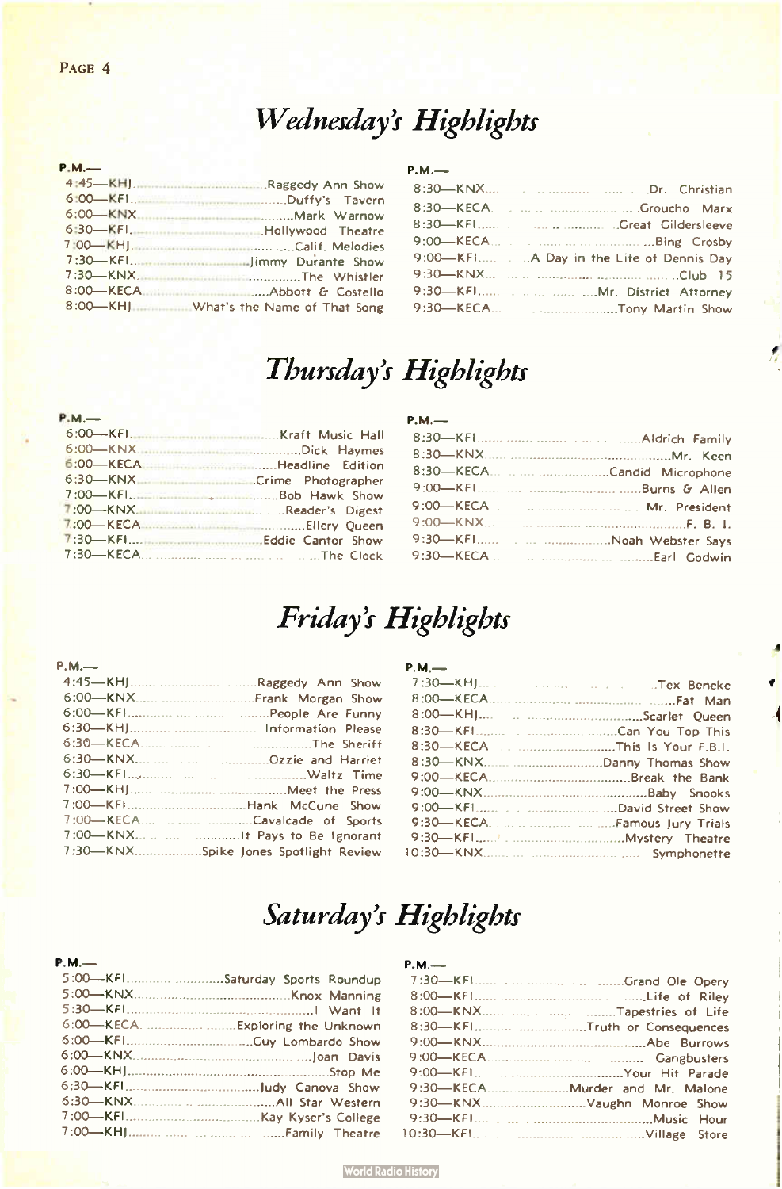# *Wednesday's Highlights*

**P.M.—**

4:45—KHJ.....Raggedy Ann Show
6:00—KFI.....Duffy's Tavern
6:00—KNX.....Mark Warnow
6:30—KFI.....Hollywood Theatre
7:00—KHJ.....Calif. Melodies
7:30—KFI.....Jimmy Durante Show
7:30—KNX.....The Whistler
8:00—KECA.....Abbott & Costello
8:00—KHJ.....What's the Name of That Song

**P.M.—**

8:30—KNX.....Dr. Christian
8:30—KECA.....Groucho Marx
8:30—KFI.....Great Gildersleeve
9:00—KECA.....Bing Crosby
9:00—KFI.....A Day in the Life of Dennis Day
9:30—KNX.....Club 15
9:30—KFI.....Mr. District Attorney
9:30—KECA.....Tony Martin Show

# *Thursday's Highlights*

**P.M.—**

6:00—KFI.....Kraft Music Hall
6:00—KNX.....Dick Haymes
6:00—KECA.....Headline Edition
6:30—KNX.....Crime Photographer
7:00—KFI.....Bob Hawk Show
7:00—KNX.....Reader's Digest
7:00—KECA.....Ellery Queen
7:30—KFI.....Eddie Cantor Show
7:30—KECA.....The Clock

**P.M.—**

8:30—KFI.....Aldrich Family
8:30—KNX.....Mr. Keen
8:30—KECA.....Candid Microphone
9:00—KFI.....Burns & Allen
9:00—KECA.....Mr. President
9:00—KNX.....F. B. I.
9:30—KFI.....Noah Webster Says
9:30—KECA.....Earl Godwin

# *Friday's Highlights*

**P.M.—**

4:45—KHJ.....Raggedy Ann Show
6:00—KNX.....Frank Morgan Show
6:00—KFI.....People Are Funny
6:30—KHJ.....Information Please
6:30—KECA.....The Sheriff
6:30—KNX.....Ozzie and Harriet
6:30—KFI.....Waltz Time
7:00—KHJ.....Meet the Press
7:00—KFI.....Hank McCune Show
7:00—KECA.....Cavalcade of Sports
7:00—KNX.....It Pays to Be Ignorant
7:30—KNX.....Spike Jones Spotlight Review

**P.M.—**

7:30—KHJ.....Tex Beneke
8:00—KECA.....Fat Man
8:00—KHJ.....Scarlet Queen
8:30—KFI.....Can You Top This
8:30—KECA.....This Is Your F.B.I.
8:30—KNX.....Danny Thomas Show
9:00—KECA.....Break the Bank
9:00—KNX.....Baby Snooks
9:00—KFI.....David Street Show
9:30—KECA.....Famous Jury Trials
9:30—KFI.....Mystery Theatre
10:30—KNX.....Symphonette

# *Saturday's Highlights*

**P.M.—**

5:00—KFI.....Saturday Sports Roundup
5:00—KNX.....Knox Manning
5:30—KFI.....I Want It
6:00—KECA.....Exploring the Unknown
6:00—KFI.....Guy Lombardo Show
6:00—KNX.....Joan Davis
6:00—KHJ.....Stop Me
6:30—KFI.....Judy Canova Show
6:30—KNX.....All Star Western
7:00—KFI.....Kay Kyser's College
7:00—KHJ.....Family Theatre

**P.M.—**

7:30—KFI.....Grand Ole Opery
8:00—KFI.....Life of Riley
8:00—KNX.....Tapestries of Life
8:30—KFI.....Truth or Consequences
9:00—KNX.....Abe Burrows
9:00—KECA.....Gangbusters
9:00—KFI.....Your Hit Parade
9:30—KECA.....Murder and Mr. Malone
9:30—KNX.....Vaughn Monroe Show
9:30—KFI.....Music Hour
10:30—KFI.....Village Store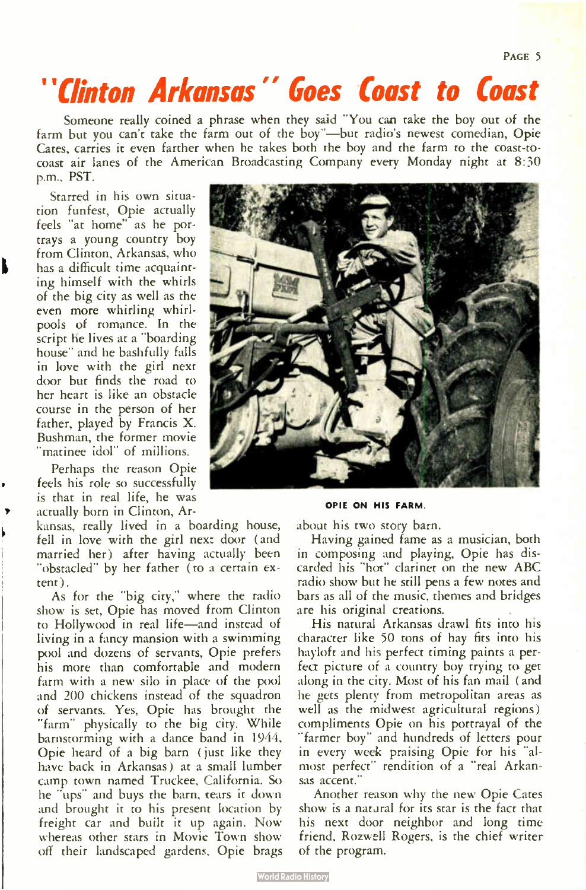# "*Clinton Arkansas*" *Goes Coast to Coast*

Someone really coined a phrase when they said "You can take the boy out of the farm but you can't take the farm out of the boy"—but radio's newest comedian, Opie Cates, carries it even farther when he takes both the boy and the farm to the coast-to-coast air lanes of the American Broadcasting Company every Monday night at 8:30 p.m., PST.

Starred in his own situation funfest, Opie actually feels "at home" as he portrays a young country boy from Clinton, Arkansas, who has a difficult time acquainting himself with the whirls of the big city as well as the even more whirling whirlpools of romance. In the script he lives at a "boarding house" and he bashfully falls in love with the girl next door but finds the road to her heart is like an obstacle course in the person of her father, played by Francis X. Bushman, the former movie "matinee idol" of millions.

Perhaps the reason Opie feels his role so successfully is that in real life, he was actually born in Clinton, Arkansas, really lived in a boarding house, fell in love with the girl next door (and married her) after having actually been "obstacled" by her father (to a certain extent).

As for the "big city," where the radio show is set, Opie has moved from Clinton to Hollywood in real life—and instead of living in a fancy mansion with a swimming pool and dozens of servants, Opie prefers his more than comfortable and modern farm with a new silo in place of the pool and 200 chickens instead of the squadron of servants. Yes, Opie has brought the "farm" physically to the big city. While barnstorming with a dance band in 1944, Opie heard of a big barn (just like they have back in Arkansas) at a small lumber camp town named Truckee, California. So he "ups" and buys the barn, tears it down and brought it to his present location by freight car and built it up again. Now whereas other stars in Movie Town show off their landscaped gardens, Opie brags about his two story barn.

OPIE ON HIS FARM.

Having gained fame as a musician, both in composing and playing, Opie has discarded his "hot" clarinet on the new ABC radio show but he still pens a few notes and bars as all of the music, themes and bridges are his original creations.

His natural Arkansas drawl fits into his character like 50 tons of hay fits into his hayloft and his perfect timing paints a perfect picture of a country boy trying to get along in the city. Most of his fan mail (and he gets plenty from metropolitan areas as well as the midwest agricultural regions) compliments Opie on his portrayal of the "farmer boy" and hundreds of letters pour in every week praising Opie for his "almost perfect" rendition of a "real Arkansas accent."

Another reason why the new Opie Cates show is a natural for its star is the fact that his next door neighbor and long time friend, Rozwell Rogers, is the chief writer of the program.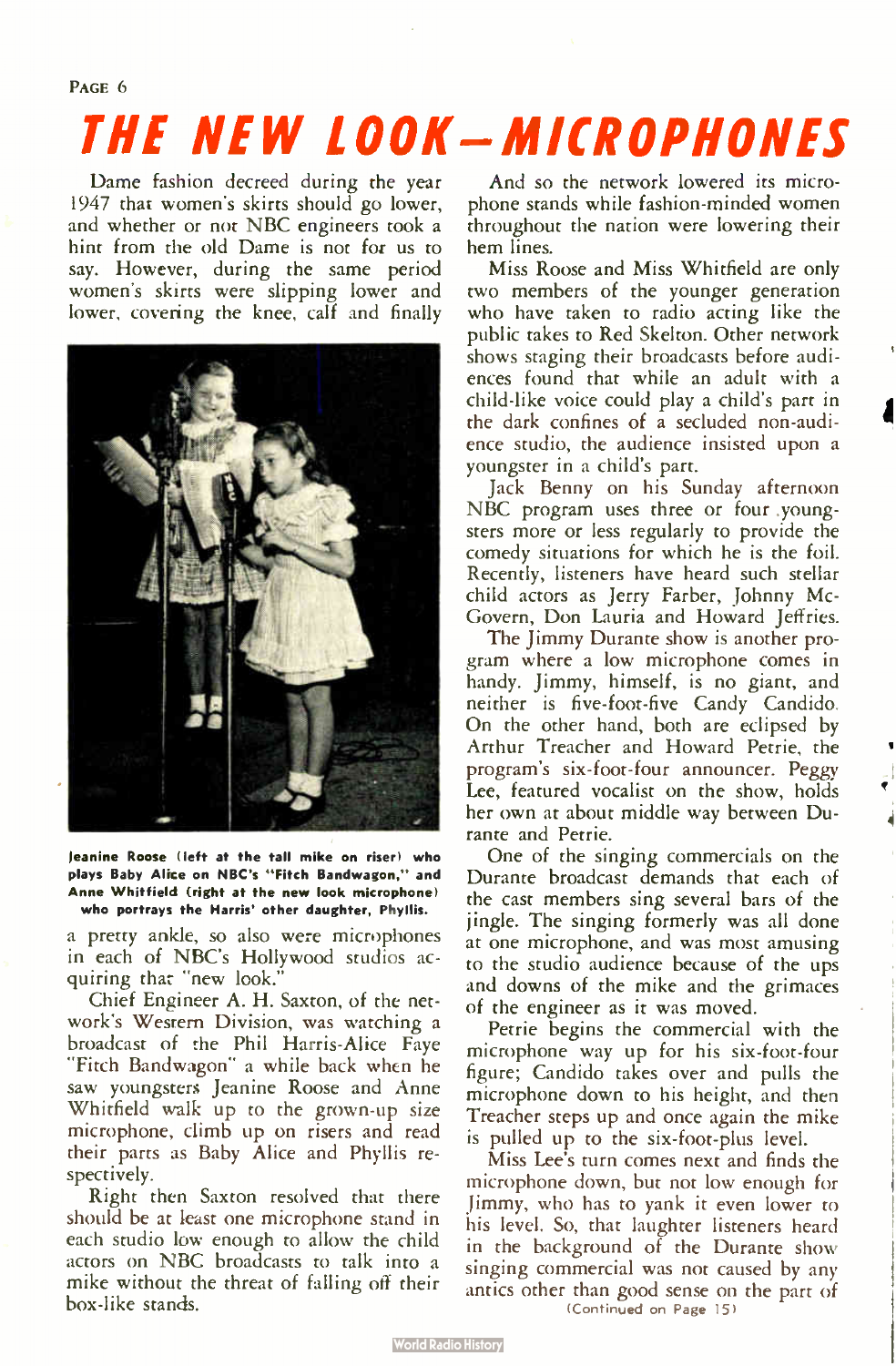# THE NEW LOOK—MICROPHONES

Dame fashion decreed during the year 1947 that women's skirts should go lower, and whether or not NBC engineers took a hint from the old Dame is not for us to say. However, during the same period women's skirts were slipping lower and lower, covering the knee, calf and finally a pretty ankle, so also were microphones in each of NBC's Hollywood studios acquiring that "new look."

**Jeanine Roose (left at the tall mike on riser) who plays Baby Alice on NBC's "Fitch Bandwagon," and Anne Whitfield (right at the new look microphone) who portrays the Harris' other daughter, Phyllis.**

Chief Engineer A. H. Saxton, of the network's Western Division, was watching a broadcast of the Phil Harris-Alice Faye "Fitch Bandwagon" a while back when he saw youngsters Jeanine Roose and Anne Whitfield walk up to the grown-up size microphone, climb up on risers and read their parts as Baby Alice and Phyllis respectively.

Right then Saxton resolved that there should be at least one microphone stand in each studio low enough to allow the child actors on NBC broadcasts to talk into a mike without the threat of falling off their box-like stands.

And so the network lowered its microphone stands while fashion-minded women throughout the nation were lowering their hem lines.

Miss Roose and Miss Whitfield are only two members of the younger generation who have taken to radio acting like the public takes to Red Skelton. Other network shows staging their broadcasts before audiences found that while an adult with a child-like voice could play a child's part in the dark confines of a secluded non-audience studio, the audience insisted upon a youngster in a child's part.

Jack Benny on his Sunday afternoon NBC program uses three or four youngsters more or less regularly to provide the comedy situations for which he is the foil. Recently, listeners have heard such stellar child actors as Jerry Farber, Johnny McGovern, Don Lauria and Howard Jeffries.

The Jimmy Durante show is another program where a low microphone comes in handy. Jimmy, himself, is no giant, and neither is five-foot-five Candy Candido. On the other hand, both are eclipsed by Arthur Treacher and Howard Petrie, the program's six-foot-four announcer. Peggy Lee, featured vocalist on the show, holds her own at about middle way between Durante and Petrie.

One of the singing commercials on the Durante broadcast demands that each of the cast members sing several bars of the jingle. The singing formerly was all done at one microphone, and was most amusing to the studio audience because of the ups and downs of the mike and the grimaces of the engineer as it was moved.

Petrie begins the commercial with the microphone way up for his six-foot-four figure; Candido takes over and pulls the microphone down to his height, and then Treacher steps up and once again the mike is pulled up to the six-foot-plus level.

Miss Lee's turn comes next and finds the microphone down, but not low enough for Jimmy, who has to yank it even lower to his level. So, that laughter listeners heard in the background of the Durante show singing commercial was not caused by any antics other than good sense on the part of

(Continued on Page 15)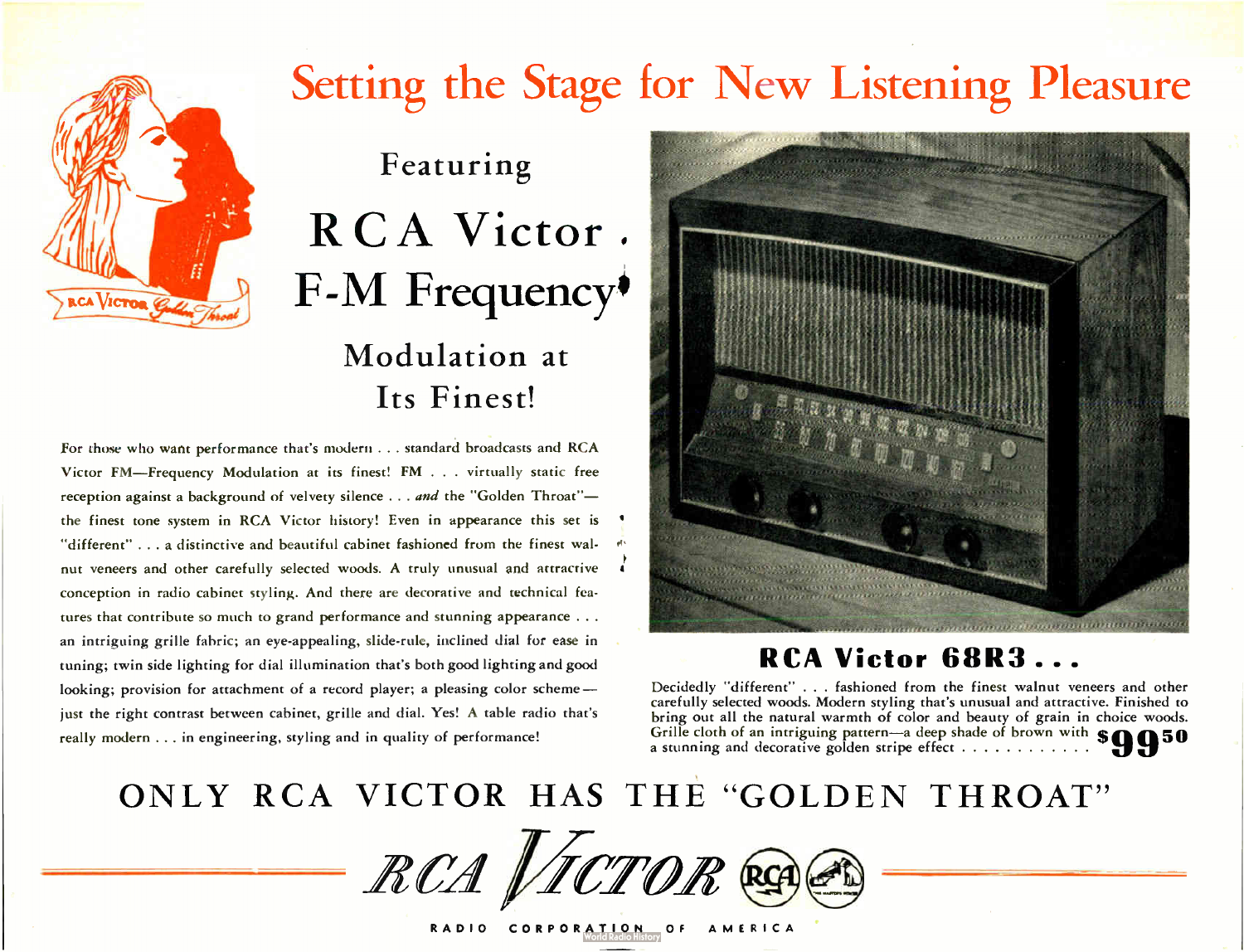# Setting the Stage for New Listening Pleasure

RCA VICTOR Golden Throat

Featuring

## RCA Victor F-M Frequency Modulation at Its Finest!

For those who want performance that's modern . . . standard broadcasts and RCA Victor FM—Frequency Modulation at its finest! FM . . . virtually static free reception against a background of velvety silence . . . *and* the "Golden Throat"—the finest tone system in RCA Victor history! Even in appearance this set is "different" . . . a distinctive and beautiful cabinet fashioned from the finest walnut veneers and other carefully selected woods. A truly unusual and attractive conception in radio cabinet styling. And there are decorative and technical features that contribute so much to grand performance and stunning appearance . . . an intriguing grille fabric; an eye-appealing, slide-rule, inclined dial for ease in tuning; twin side lighting for dial illumination that's both good lighting and good looking; provision for attachment of a record player; a pleasing color scheme—just the right contrast between cabinet, grille and dial. Yes! A table radio that's really modern . . . in engineering, styling and in quality of performance!

## RCA Victor 68R3 . . .

Decidedly "different" . . . fashioned from the finest walnut veneers and other carefully selected woods. Modern styling that's unusual and attractive. Finished to bring out all the natural warmth of color and beauty of grain in choice woods. Grille cloth of an intriguing pattern—a deep shade of brown with a stunning and decorative golden stripe effect . . . . . . . . . . . . **$99.50**

## ONLY RCA VICTOR HAS THE "GOLDEN THROAT"

RCA VICTOR

RADIO CORPORATION OF AMERICA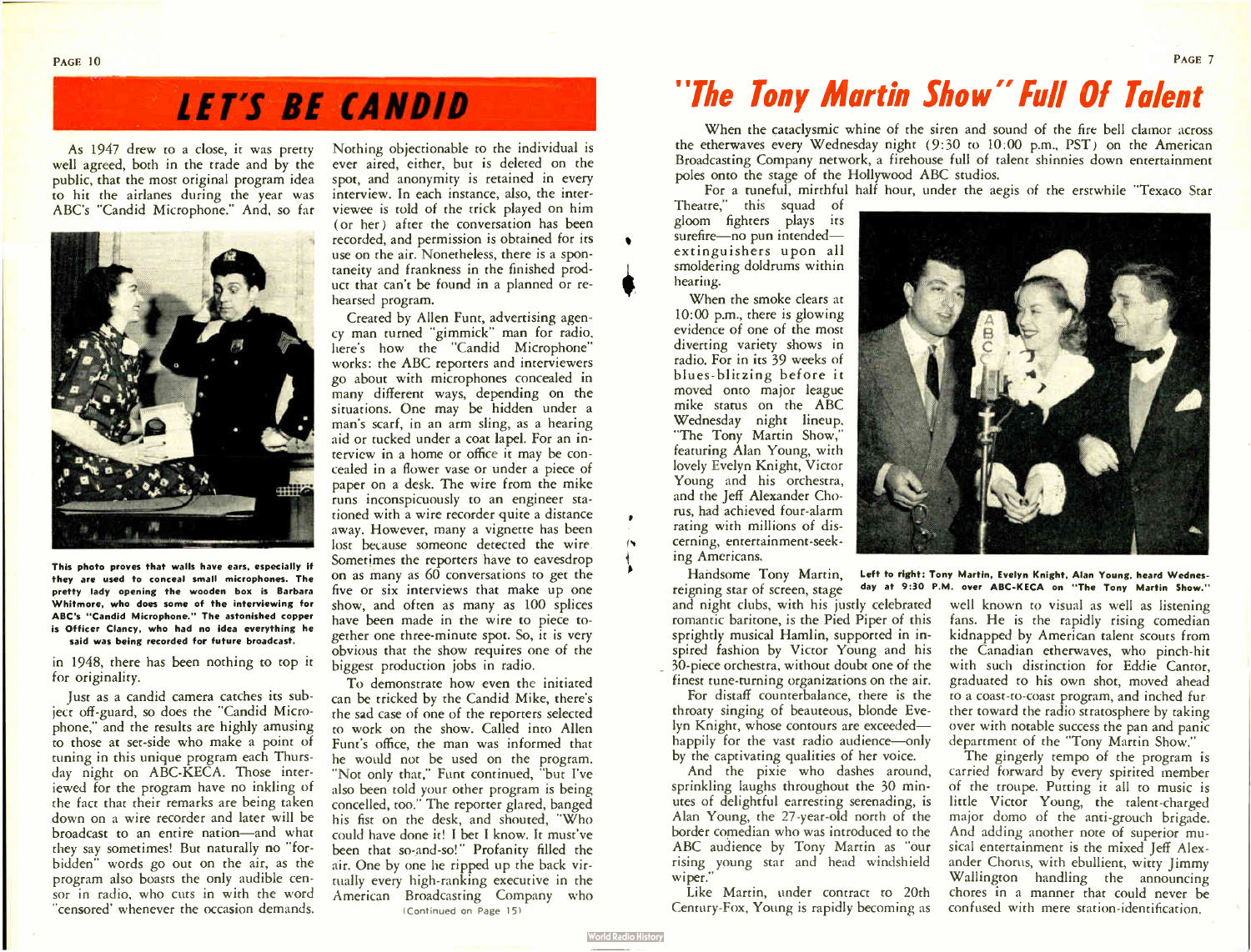# LET'S BE CANDID

As 1947 drew to a close, it was pretty well agreed, both in the trade and by the public, that the most original program idea to hit the airlanes during the year was ABC's "Candid Microphone." And, so far in 1948, there has been nothing to top it for originality.

**This photo proves that walls have ears, especially if they are used to conceal small microphones. The pretty lady opening the wooden box is Barbara Whitmore, who does some of the interviewing for ABC's "Candid Microphone." The astonished copper is Officer Clancy, who had no idea everything he said was being recorded for future broadcast.**

Just as a candid camera catches its subject off-guard, so does the "Candid Microphone," and the results are highly amusing to those at set-side who make a point of tuning in this unique program each Thursday night on ABC-KECA. Those interviewed for the program have no inkling of the fact that their remarks are being taken down on a wire recorder and later will be broadcast to an entire nation—and what they say sometimes! But naturally no "forbidden" words go out on the air, as the program also boasts the only audible censor in radio, who cuts in with the word "censored' whenever the occasion demands. Nothing objectionable to the individual is ever aired, either, but is deleted on the spot, and anonymity is retained in every interview. In each instance, also, the interviewee is told of the trick played on him (or her) after the conversation has been recorded, and permission is obtained for its use on the air. Nonetheless, there is a spontaneity and frankness in the finished product that can't be found in a planned or rehearsed program.

Created by Allen Funt, advertising agency man turned "gimmick" man for radio, here's how the "Candid Microphone" works: the ABC reporters and interviewers go about with microphones concealed in many different ways, depending on the situations. One may be hidden under a man's scarf, in an arm sling, as a hearing aid or tucked under a coat lapel. For an interview in a home or office it may be concealed in a flower vase or under a piece of paper on a desk. The wire from the mike runs inconspicuously to an engineer stationed with a wire recorder quite a distance away. However, many a vignette has been lost because someone detected the wire. Sometimes the reporters have to eavesdrop on as many as 60 conversations to get the five or six interviews that make up one show, and often as many as 100 splices have been made in the wire to piece together one three-minute spot. So, it is very obvious that the show requires one of the biggest production jobs in radio.

To demonstrate how even the initiated can be tricked by the Candid Mike, there's the sad case of one of the reporters selected to work on the show. Called into Allen Funt's office, the man was informed that he would not be used on the program. "Not only that," Funt continued, "but I've also been told your other program is being concelled, too." The reporter glared, banged his fist on the desk, and shouted, "Who could have done it! I bet I know. It must've been that so-and-so!" Profanity filled the air. One by one he ripped up the back virtually every high-ranking executive in the American Broadcasting Company who

(Continued on Page 15)

# "The Tony Martin Show" Full Of Talent

When the cataclysmic whine of the siren and sound of the fire bell clamor across the etherwaves every Wednesday night (9:30 to 10:00 p.m., PST) on the American Broadcasting Company network, a firehouse full of talent shinnies down entertainment poles onto the stage of the Hollywood ABC studios.

For a tuneful, mirthful half hour, under the aegis of the erstwhile "Texaco Star Theatre," this squad of gloom fighters plays its surefire—no pun intended—extinguishers upon all smoldering doldrums within hearing.

When the smoke clears at 10:00 p.m., there is glowing evidence of one of the most diverting variety shows in radio. For in its 39 weeks of blues-blitzing before it moved onto major league mike status on the ABC Wednesday night lineup, "The Tony Martin Show," featuring Alan Young, with lovely Evelyn Knight, Victor Young and his orchestra, and the Jeff Alexander Chorus, had achieved four-alarm rating with millions of discerning, entertainment-seeking Americans.

**Left to right: Tony Martin, Evelyn Knight, Alan Young, heard Wednesday at 9:30 P.M. over ABC-KECA on "The Tony Martin Show."**

Handsome Tony Martin, reigning star of screen, stage and night clubs, with his justly celebrated romantic baritone, is the Pied Piper of this sprightly musical Hamlin, supported in inspired fashion by Victor Young and his 30-piece orchestra, without doubt one of the finest tune-turning organizations on the air.

For distaff counterbalance, there is the throaty singing of beauteous, blonde Evelyn Knight, whose contours are exceeded—happily for the vast radio audience—only by the captivating qualities of her voice.

And the pixie who dashes around, sprinkling laughs throughout the 30 minutes of delightful earresting serenading, is Alan Young, the 27-year-old north of the border comedian who was introduced to the ABC audience by Tony Martin as "our rising young star and head windshield wiper."

Like Martin, under contract to 20th Century-Fox, Young is rapidly becoming as well known to visual as well as listening fans. He is the rapidly rising comedian kidnapped by American talent scouts from the Canadian etherwaves, who pinch-hit with such distinction for Eddie Cantor, graduated to his own shot, moved ahead to a coast-to-coast program, and inched further toward the radio stratosphere by taking over with notable success the pan and panic department of the "Tony Martin Show."

The gingerly tempo of the program is carried forward by every spirited member of the troupe. Putting it all to music is little Victor Young, the talent-charged major domo of the anti-grouch brigade. And adding another note of superior musical entertainment is the mixed Jeff Alexander Chorus, with ebullient, witty Jimmy Wallington handling the announcing chores in a manner that could never be confused with mere station-identification.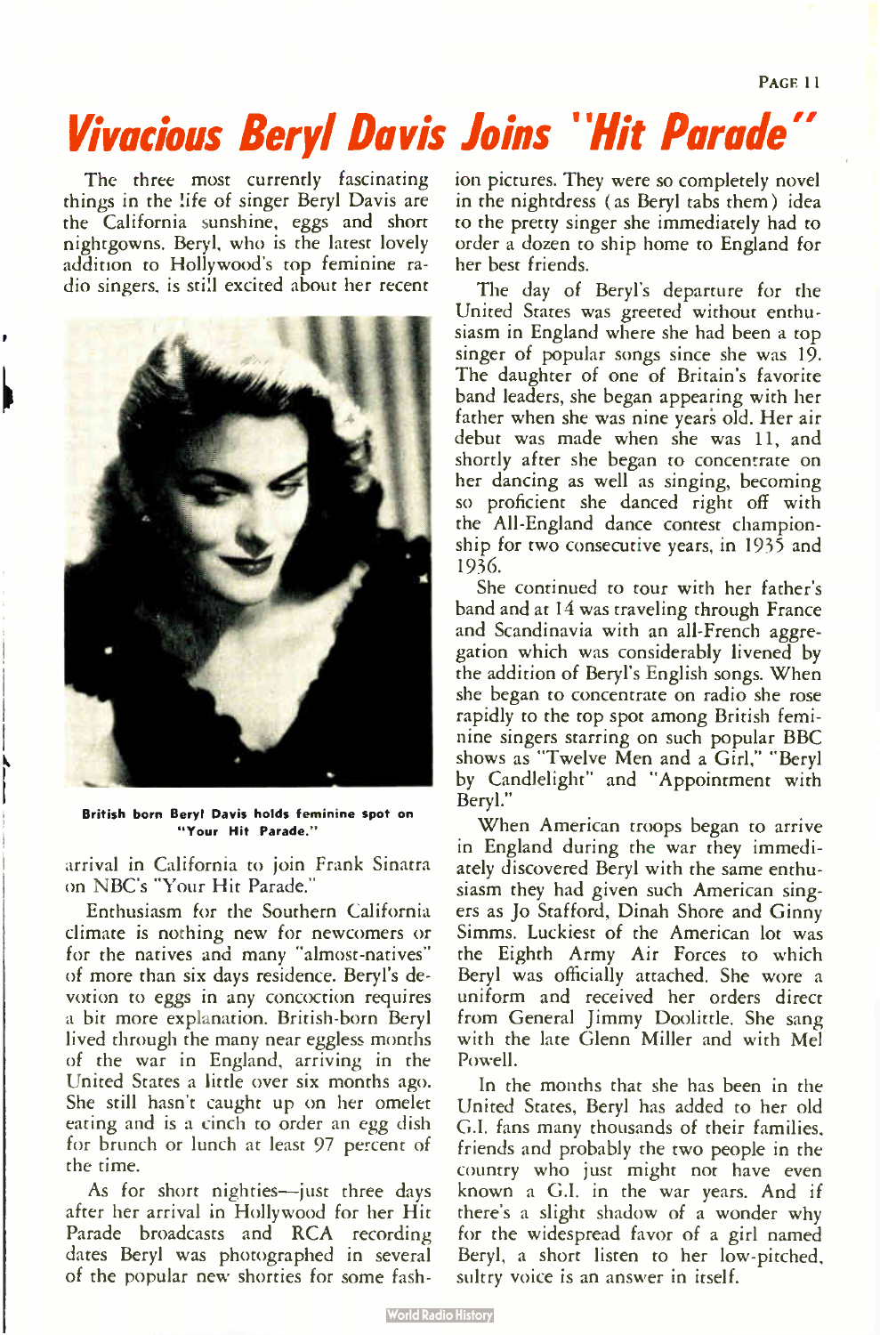# *Vivacious Beryl Davis Joins "Hit Parade"*

The three most currently fascinating things in the life of singer Beryl Davis are the California sunshine, eggs and short nightgowns. Beryl, who is the latest lovely addition to Hollywood's top feminine radio singers, is still excited about her recent arrival in California to join Frank Sinatra on NBC's "Your Hit Parade."

**British born Beryl Davis holds feminine spot on "Your Hit Parade."**

Enthusiasm for the Southern California climate is nothing new for newcomers or for the natives and many "almost-natives" of more than six days residence. Beryl's devotion to eggs in any concoction requires a bit more explanation. British-born Beryl lived through the many near eggless months of the war in England, arriving in the United States a little over six months ago. She still hasn't caught up on her omelet eating and is a cinch to order an egg dish for brunch or lunch at least 97 percent of the time.

As for short nighties—just three days after her arrival in Hollywood for her Hit Parade broadcasts and RCA recording dates Beryl was photographed in several of the popular new shorties for some fashion pictures. They were so completely novel in the nightdress (as Beryl tabs them) idea to the pretty singer she immediately had to order a dozen to ship home to England for her best friends.

The day of Beryl's departure for the United States was greeted without enthusiasm in England where she had been a top singer of popular songs since she was 19. The daughter of one of Britain's favorite band leaders, she began appearing with her father when she was nine years old. Her air debut was made when she was 11, and shortly after she began to concentrate on her dancing as well as singing, becoming so proficient she danced right off with the All-England dance contest championship for two consecutive years, in 1935 and 1936.

She continued to tour with her father's band and at 14 was traveling through France and Scandinavia with an all-French aggregation which was considerably livened by the addition of Beryl's English songs. When she began to concentrate on radio she rose rapidly to the top spot among British feminine singers starring on such popular BBC shows as "Twelve Men and a Girl," "Beryl by Candlelight" and "Appointment with Beryl."

When American troops began to arrive in England during the war they immediately discovered Beryl with the same enthusiasm they had given such American singers as Jo Stafford, Dinah Shore and Ginny Simms. Luckiest of the American lot was the Eighth Army Air Forces to which Beryl was officially attached. She wore a uniform and received her orders direct from General Jimmy Doolittle. She sang with the late Glenn Miller and with Mel Powell.

In the months that she has been in the United States, Beryl has added to her old G.I. fans many thousands of their families, friends and probably the two people in the country who just might not have even known a G.I. in the war years. And if there's a slight shadow of a wonder why for the widespread favor of a girl named Beryl, a short listen to her low-pitched, sultry voice is an answer in itself.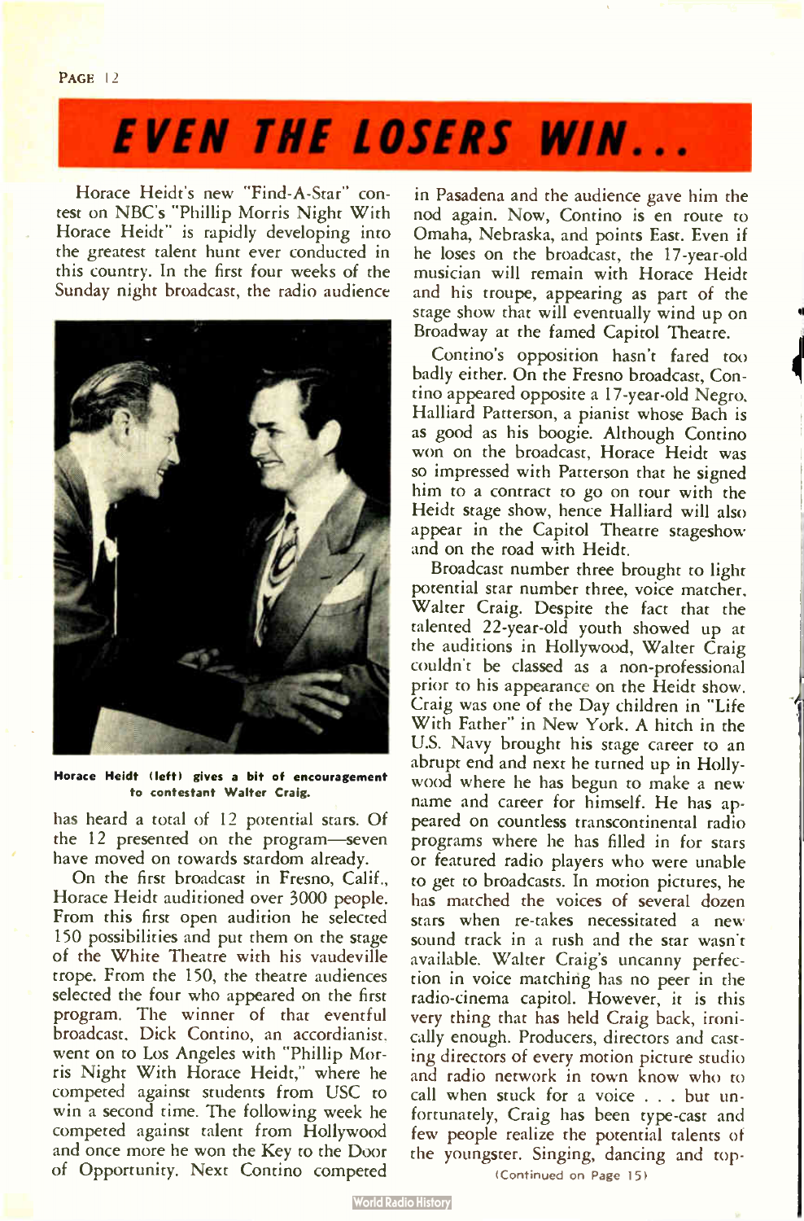# EVEN THE LOSERS WIN...

Horace Heidt's new "Find-A-Star" contest on NBC's "Phillip Morris Night With Horace Heidt" is rapidly developing into the greatest talent hunt ever conducted in this country. In the first four weeks of the Sunday night broadcast, the radio audience has heard a total of 12 potential stars. Of the 12 presented on the program—seven have moved on towards stardom already.

**Horace Heidt (left) gives a bit of encouragement to contestant Walter Craig.**

On the first broadcast in Fresno, Calif., Horace Heidt auditioned over 3000 people. From this first open audition he selected 150 possibilities and put them on the stage of the White Theatre with his vaudeville trope. From the 150, the theatre audiences selected the four who appeared on the first program. The winner of that eventful broadcast, Dick Contino, an accordianist, went on to Los Angeles with "Phillip Morris Night With Horace Heidt," where he competed against students from USC to win a second time. The following week he competed against talent from Hollywood and once more he won the Key to the Door of Opportunity. Next Contino competed in Pasadena and the audience gave him the nod again. Now, Contino is en route to Omaha, Nebraska, and points East. Even if he loses on the broadcast, the 17-year-old musician will remain with Horace Heidt and his troupe, appearing as part of the stage show that will eventually wind up on Broadway at the famed Capitol Theatre.

Contino's opposition hasn't fared too badly either. On the Fresno broadcast, Contino appeared opposite a 17-year-old Negro, Halliard Patterson, a pianist whose Bach is as good as his boogie. Although Contino won on the broadcast, Horace Heidt was so impressed with Patterson that he signed him to a contract to go on tour with the Heidt stage show, hence Halliard will also appear in the Capitol Theatre stageshow and on the road with Heidt.

Broadcast number three brought to light potential star number three, voice matcher, Walter Craig. Despite the fact that the talented 22-year-old youth showed up at the auditions in Hollywood, Walter Craig couldn't be classed as a non-professional prior to his appearance on the Heidt show. Craig was one of the Day children in "Life With Father" in New York. A hitch in the U.S. Navy brought his stage career to an abrupt end and next he turned up in Hollywood where he has begun to make a new name and career for himself. He has appeared on countless transcontinental radio programs where he has filled in for stars or featured radio players who were unable to get to broadcasts. In motion pictures, he has matched the voices of several dozen stars when re-takes necessitated a new sound track in a rush and the star wasn't available. Walter Craig's uncanny perfection in voice matching has no peer in the radio-cinema capitol. However, it is this very thing that has held Craig back, ironically enough. Producers, directors and casting directors of every motion picture studio and radio network in town know who to call when stuck for a voice . . . but unfortunately, Craig has been type-cast and few people realize the potential talents of the youngster. Singing, dancing and top-

(Continued on Page 15)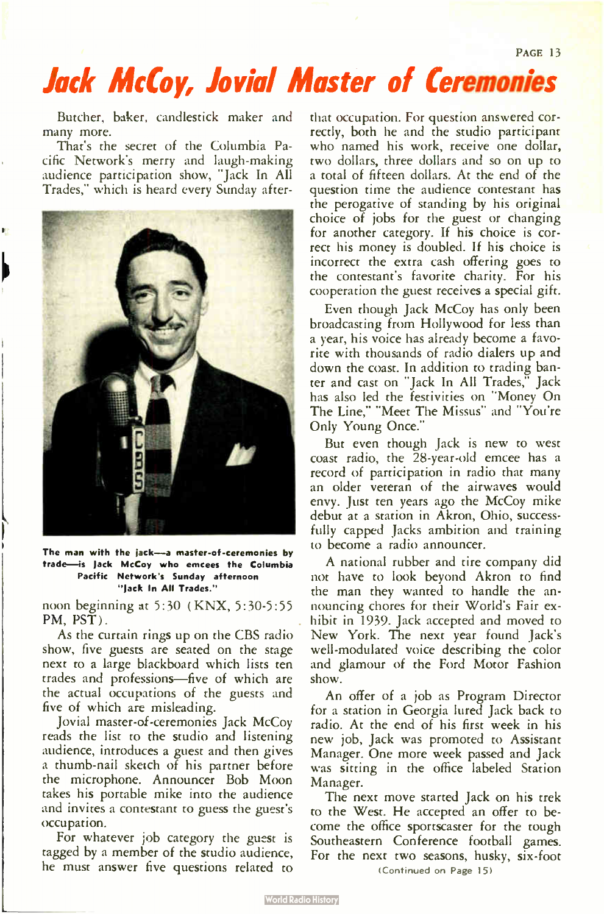# Jack McCoy, Jovial Master of Ceremonies

Butcher, baker, candlestick maker and many more.

That's the secret of the Columbia Pacific Network's merry and laugh-making audience participation show, "Jack In All Trades," which is heard every Sunday afternoon beginning at 5:30 (KNX, 5:30-5:55 PM, PST).

**The man with the jack—a master-of-ceremonies by trade—is Jack McCoy who emcees the Columbia Pacific Network's Sunday afternoon "Jack In All Trades."**

As the curtain rings up on the CBS radio show, five guests are seated on the stage next to a large blackboard which lists ten trades and professions—five of which are the actual occupations of the guests and five of which are misleading.

Jovial master-of-ceremonies Jack McCoy reads the list to the studio and listening audience, introduces a guest and then gives a thumb-nail sketch of his partner before the microphone. Announcer Bob Moon takes his portable mike into the audience and invites a contestant to guess the guest's occupation.

For whatever job category the guest is tagged by a member of the studio audience, he must answer five questions related to that occupation. For question answered correctly, both he and the studio participant who named his work, receive one dollar, two dollars, three dollars and so on up to a total of fifteen dollars. At the end of the question time the audience contestant has the perogative of standing by his original choice of jobs for the guest or changing for another category. If his choice is correct his money is doubled. If his choice is incorrect the extra cash offering goes to the contestant's favorite charity. For his cooperation the guest receives a special gift.

Even though Jack McCoy has only been broadcasting from Hollywood for less than a year, his voice has already become a favorite with thousands of radio dialers up and down the coast. In addition to trading banter and cast on "Jack In All Trades," Jack has also led the festivities on "Money On The Line," "Meet The Missus" and "You're Only Young Once."

But even though Jack is new to west coast radio, the 28-year-old emcee has a record of participation in radio that many an older veteran of the airwaves would envy. Just ten years ago the McCoy mike debut at a station in Akron, Ohio, successfully capped Jacks ambition and training to become a radio announcer.

A national rubber and tire company did not have to look beyond Akron to find the man they wanted to handle the announcing chores for their World's Fair exhibit in 1939. Jack accepted and moved to New York. The next year found Jack's well-modulated voice describing the color and glamour of the Ford Motor Fashion show.

An offer of a job as Program Director for a station in Georgia lured Jack back to radio. At the end of his first week in his new job, Jack was promoted to Assistant Manager. One more week passed and Jack was sitting in the office labeled Station Manager.

The next move started Jack on his trek to the West. He accepted an offer to become the office sportscaster for the tough Southeastern Conference football games. For the next two seasons, husky, six-foot

(Continued on Page 15)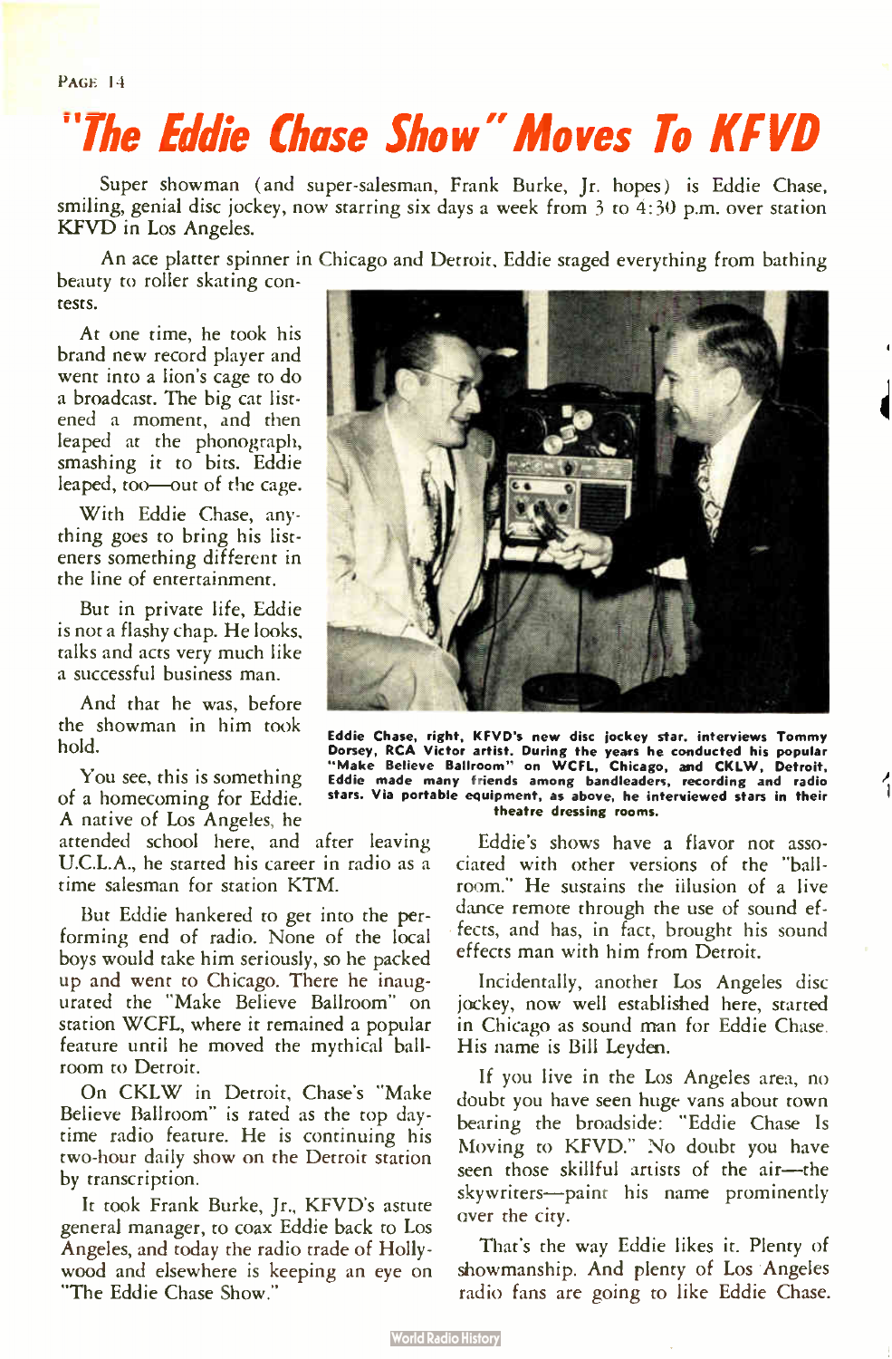# "The Eddie Chase Show" Moves To KFVD

Super showman (and super-salesman, Frank Burke, Jr. hopes) is Eddie Chase, smiling, genial disc jockey, now starring six days a week from 3 to 4:30 p.m. over station KFVD in Los Angeles.

An ace platter spinner in Chicago and Detroit, Eddie staged everything from bathing beauty to roller skating contests.

At one time, he took his brand new record player and went into a lion's cage to do a broadcast. The big cat listened a moment, and then leaped at the phonograph, smashing it to bits. Eddie leaped, too—out of the cage.

With Eddie Chase, anything goes to bring his listeners something different in the line of entertainment.

But in private life, Eddie is not a flashy chap. He looks, talks and acts very much like a successful business man.

And that he was, before the showman in him took hold.

You see, this is something of a homecoming for Eddie. A native of Los Angeles, he attended school here, and after leaving U.C.L.A., he started his career in radio as a time salesman for station KTM.

But Eddie hankered to get into the performing end of radio. None of the local boys would take him seriously, so he packed up and went to Chicago. There he inaugurated the "Make Believe Ballroom" on station WCFL, where it remained a popular feature until he moved the mythical ballroom to Detroit.

On CKLW in Detroit, Chase's "Make Believe Ballroom" is rated as the top daytime radio feature. He is continuing his two-hour daily show on the Detroit station by transcription.

It took Frank Burke, Jr., KFVD's astute general manager, to coax Eddie back to Los Angeles, and today the radio trade of Hollywood and elsewhere is keeping an eye on "The Eddie Chase Show."

**Eddie Chase, right, KFVD's new disc jockey star, interviews Tommy Dorsey, RCA Victor artist. During the years he conducted his popular "Make Believe Ballroom" on WCFL, Chicago, and CKLW, Detroit, Eddie made many friends among bandleaders, recording and radio stars. Via portable equipment, as above, he interviewed stars in their theatre dressing rooms.**

Eddie's shows have a flavor not associated with other versions of the "ballroom." He sustains the illusion of a live dance remote through the use of sound effects, and has, in fact, brought his sound effects man with him from Detroit.

Incidentally, another Los Angeles disc jockey, now well established here, started in Chicago as sound man for Eddie Chase. His name is Bill Leyden.

If you live in the Los Angeles area, no doubt you have seen huge vans about town bearing the broadside: "Eddie Chase Is Moving to KFVD." No doubt you have seen those skillful artists of the air—the skywriters—paint his name prominently over the city.

That's the way Eddie likes it. Plenty of showmanship. And plenty of Los Angeles radio fans are going to like Eddie Chase.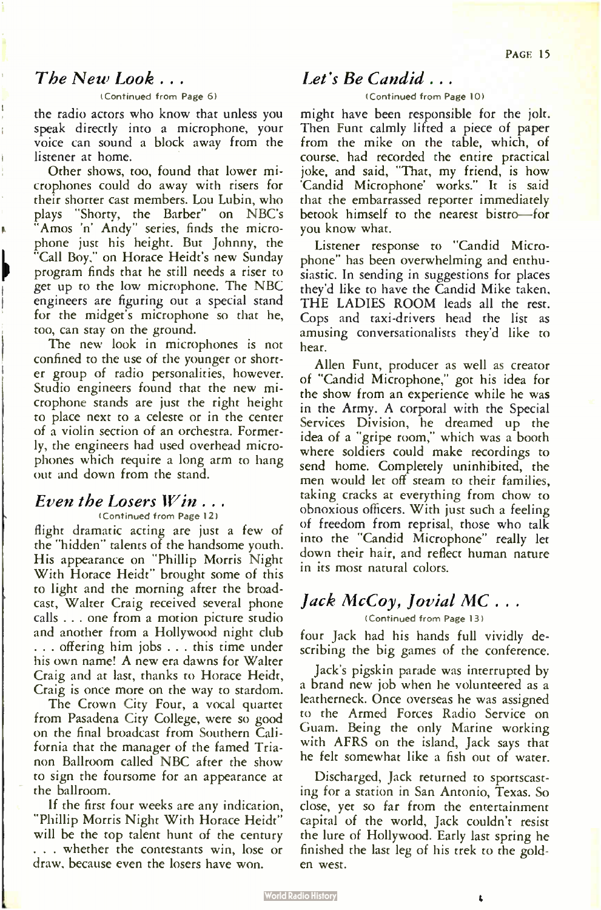## *The New Look . . .*

(Continued from Page 6)

the radio actors who know that unless you speak directly into a microphone, your voice can sound a block away from the listener at home.

Other shows, too, found that lower microphones could do away with risers for their shorter cast members. Lou Lubin, who plays "Shorty, the Barber" on NBC's "Amos 'n' Andy" series, finds the microphone just his height. But Johnny, the "Call Boy," on Horace Heidt's new Sunday program finds that he still needs a riser to get up to the low microphone. The NBC engineers are figuring out a special stand for the midget's microphone so that he, too, can stay on the ground.

The new look in microphones is not confined to the use of the younger or shorter group of radio personalities, however. Studio engineers found that the new microphone stands are just the right height to place next to a celeste or in the center of a violin section of an orchestra. Formerly, the engineers had used overhead microphones which require a long arm to hang out and down from the stand.

## *Even the Losers Win . . .*

(Continued from Page 12)

flight dramatic acting are just a few of the "hidden" talents of the handsome youth. His appearance on "Phillip Morris Night With Horace Heidt" brought some of this to light and the morning after the broadcast, Walter Craig received several phone calls . . . one from a motion picture studio and another from a Hollywood night club . . . offering him jobs . . . this time under his own name! A new era dawns for Walter Craig and at last, thanks to Horace Heidt, Craig is once more on the way to stardom.

The Crown City Four, a vocal quartet from Pasadena City College, were so good on the final broadcast from Southern California that the manager of the famed Trianon Ballroom called NBC after the show to sign the foursome for an appearance at the ballroom.

If the first four weeks are any indication, "Phillip Morris Night With Horace Heidt" will be the top talent hunt of the century . . . whether the contestants win, lose or draw, because even the losers have won.

## *Let's Be Candid . . .*

(Continued from Page 10)

might have been responsible for the jolt. Then Funt calmly lifted a piece of paper from the mike on the table, which, of course, had recorded the entire practical joke, and said, "That, my friend, is how 'Candid Microphone' works." It is said that the embarrassed reporter immediately betook himself to the nearest bistro—for you know what.

Listener response to "Candid Microphone" has been overwhelming and enthusiastic. In sending in suggestions for places they'd like to have the Candid Mike taken, THE LADIES ROOM leads all the rest. Cops and taxi-drivers head the list as amusing conversationalists they'd like to hear.

Allen Funt, producer as well as creator of "Candid Microphone," got his idea for the show from an experience while he was in the Army. A corporal with the Special Services Division, he dreamed up the idea of a "gripe room," which was a booth where soldiers could make recordings to send home. Completely uninhibited, the men would let off steam to their families, taking cracks at everything from chow to obnoxious officers. With just such a feeling of freedom from reprisal, those who talk into the "Candid Microphone" really let down their hair, and reflect human nature in its most natural colors.

## *Jack McCoy, Jovial MC . . .*

(Continued from Page 13)

four Jack had his hands full vividly describing the big games of the conference.

Jack's pigskin parade was interrupted by a brand new job when he volunteered as a leatherneck. Once overseas he was assigned to the Armed Forces Radio Service on Guam. Being the only Marine working with AFRS on the island, Jack says that he felt somewhat like a fish out of water.

Discharged, Jack returned to sportscasting for a station in San Antonio, Texas. So close, yet so far from the entertainment capital of the world, Jack couldn't resist the lure of Hollywood. Early last spring he finished the last leg of his trek to the golden west.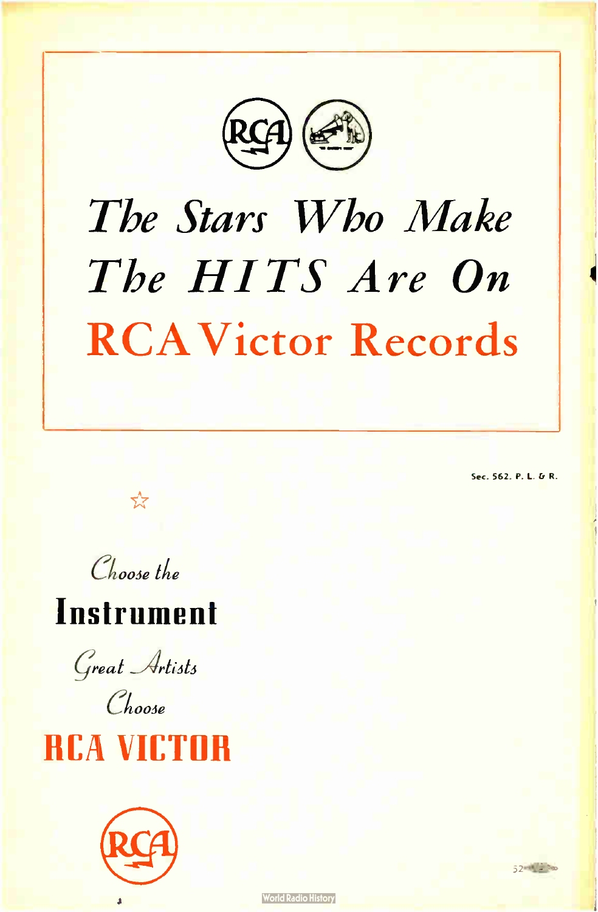# *The Stars Who Make The HITS Are On*

# RCA Victor Records

Sec. 562. P. L. & R.

☆

*Choose the*

## Instrument

*Great Artists*

*Choose*

## RCA VICTOR